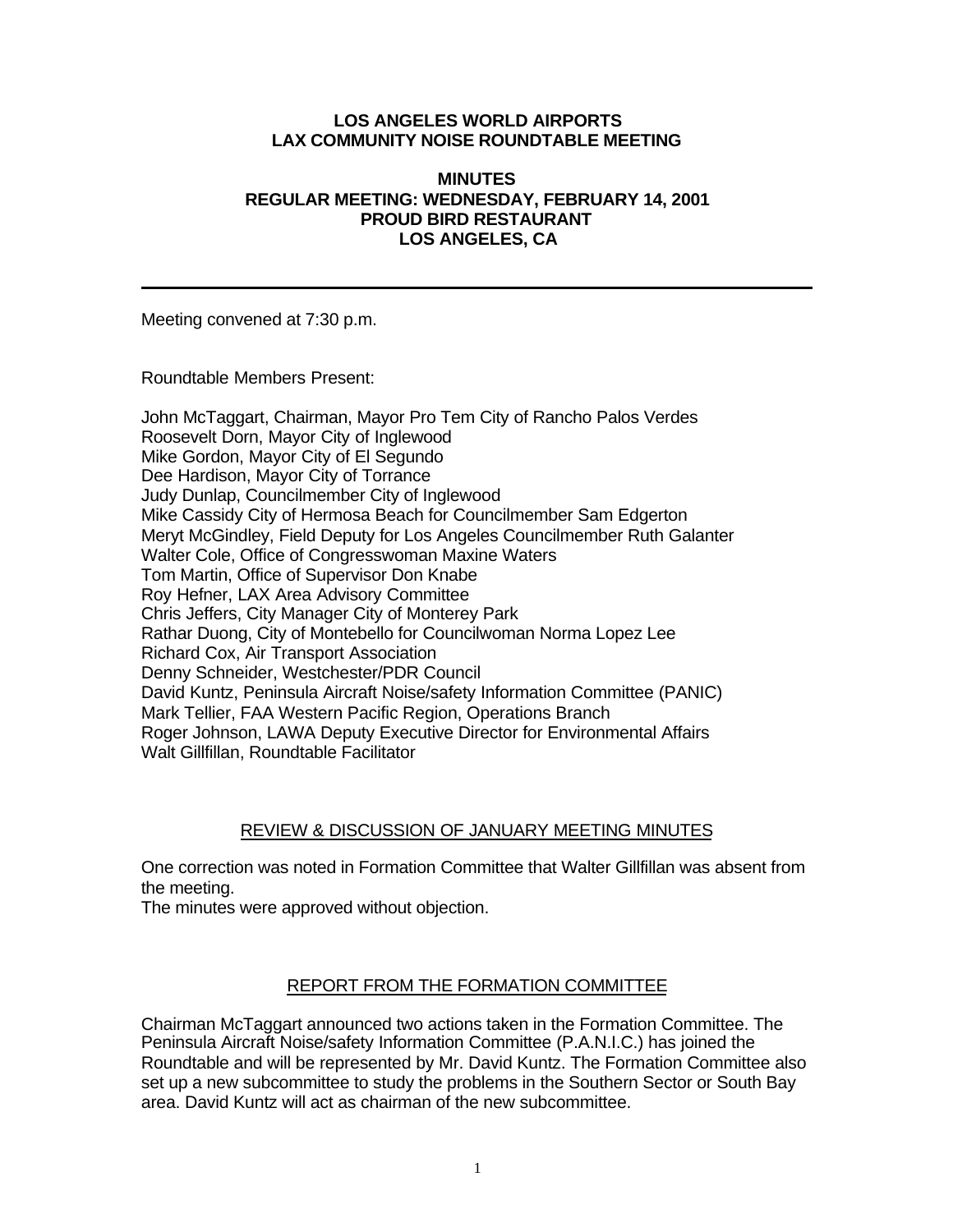**LOS ANGELES WORLD AIRPORTS**
**LAX COMMUNITY NOISE ROUNDTABLE MEETING**

**MINUTES**
**REGULAR MEETING: WEDNESDAY, FEBRUARY 14, 2001**
**PROUD BIRD RESTAURANT**
**LOS ANGELES, CA**

---

Meeting convened at 7:30 p.m.

Roundtable Members Present:

John McTaggart, Chairman, Mayor Pro Tem City of Rancho Palos Verdes
Roosevelt Dorn, Mayor City of Inglewood
Mike Gordon, Mayor City of El Segundo
Dee Hardison, Mayor City of Torrance
Judy Dunlap, Councilmember City of Inglewood
Mike Cassidy City of Hermosa Beach for Councilmember Sam Edgerton
Meryt McGindley, Field Deputy for Los Angeles Councilmember Ruth Galanter
Walter Cole, Office of Congresswoman Maxine Waters
Tom Martin, Office of Supervisor Don Knabe
Roy Hefner, LAX Area Advisory Committee
Chris Jeffers, City Manager City of Monterey Park
Rathar Duong, City of Montebello for Councilwoman Norma Lopez Lee
Richard Cox, Air Transport Association
Denny Schneider, Westchester/PDR Council
David Kuntz, Peninsula Aircraft Noise/safety Information Committee (PANIC)
Mark Tellier, FAA Western Pacific Region, Operations Branch
Roger Johnson, LAWA Deputy Executive Director for Environmental Affairs
Walt Gillfillan, Roundtable Facilitator

## REVIEW & DISCUSSION OF JANUARY MEETING MINUTES

One correction was noted in Formation Committee that Walter Gillfillan was absent from the meeting.
The minutes were approved without objection.

## REPORT FROM THE FORMATION COMMITTEE

Chairman McTaggart announced two actions taken in the Formation Committee. The Peninsula Aircraft Noise/safety Information Committee (P.A.N.I.C.) has joined the Roundtable and will be represented by Mr. David Kuntz. The Formation Committee also set up a new subcommittee to study the problems in the Southern Sector or South Bay area. David Kuntz will act as chairman of the new subcommittee.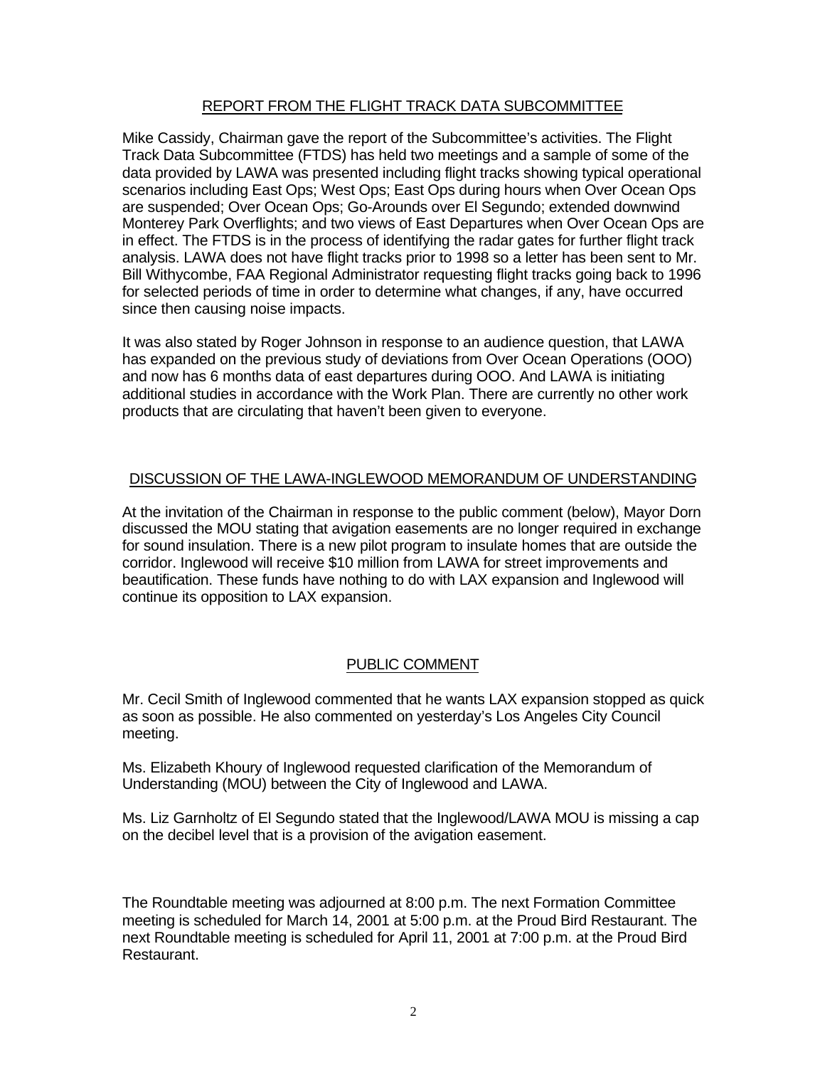## REPORT FROM THE FLIGHT TRACK DATA SUBCOMMITTEE

Mike Cassidy, Chairman gave the report of the Subcommittee's activities. The Flight Track Data Subcommittee (FTDS) has held two meetings and a sample of some of the data provided by LAWA was presented including flight tracks showing typical operational scenarios including East Ops; West Ops; East Ops during hours when Over Ocean Ops are suspended; Over Ocean Ops; Go-Arounds over El Segundo; extended downwind Monterey Park Overflights; and two views of East Departures when Over Ocean Ops are in effect. The FTDS is in the process of identifying the radar gates for further flight track analysis. LAWA does not have flight tracks prior to 1998 so a letter has been sent to Mr. Bill Withycombe, FAA Regional Administrator requesting flight tracks going back to 1996 for selected periods of time in order to determine what changes, if any, have occurred since then causing noise impacts.

It was also stated by Roger Johnson in response to an audience question, that LAWA has expanded on the previous study of deviations from Over Ocean Operations (OOO) and now has 6 months data of east departures during OOO. And LAWA is initiating additional studies in accordance with the Work Plan. There are currently no other work products that are circulating that haven't been given to everyone.

## DISCUSSION OF THE LAWA-INGLEWOOD MEMORANDUM OF UNDERSTANDING

At the invitation of the Chairman in response to the public comment (below), Mayor Dorn discussed the MOU stating that avigation easements are no longer required in exchange for sound insulation. There is a new pilot program to insulate homes that are outside the corridor. Inglewood will receive $10 million from LAWA for street improvements and beautification. These funds have nothing to do with LAX expansion and Inglewood will continue its opposition to LAX expansion.

## PUBLIC COMMENT

Mr. Cecil Smith of Inglewood commented that he wants LAX expansion stopped as quick as soon as possible. He also commented on yesterday's Los Angeles City Council meeting.

Ms. Elizabeth Khoury of Inglewood requested clarification of the Memorandum of Understanding (MOU) between the City of Inglewood and LAWA.

Ms. Liz Garnholtz of El Segundo stated that the Inglewood/LAWA MOU is missing a cap on the decibel level that is a provision of the avigation easement.

The Roundtable meeting was adjourned at 8:00 p.m. The next Formation Committee meeting is scheduled for March 14, 2001 at 5:00 p.m. at the Proud Bird Restaurant. The next Roundtable meeting is scheduled for April 11, 2001 at 7:00 p.m. at the Proud Bird Restaurant.